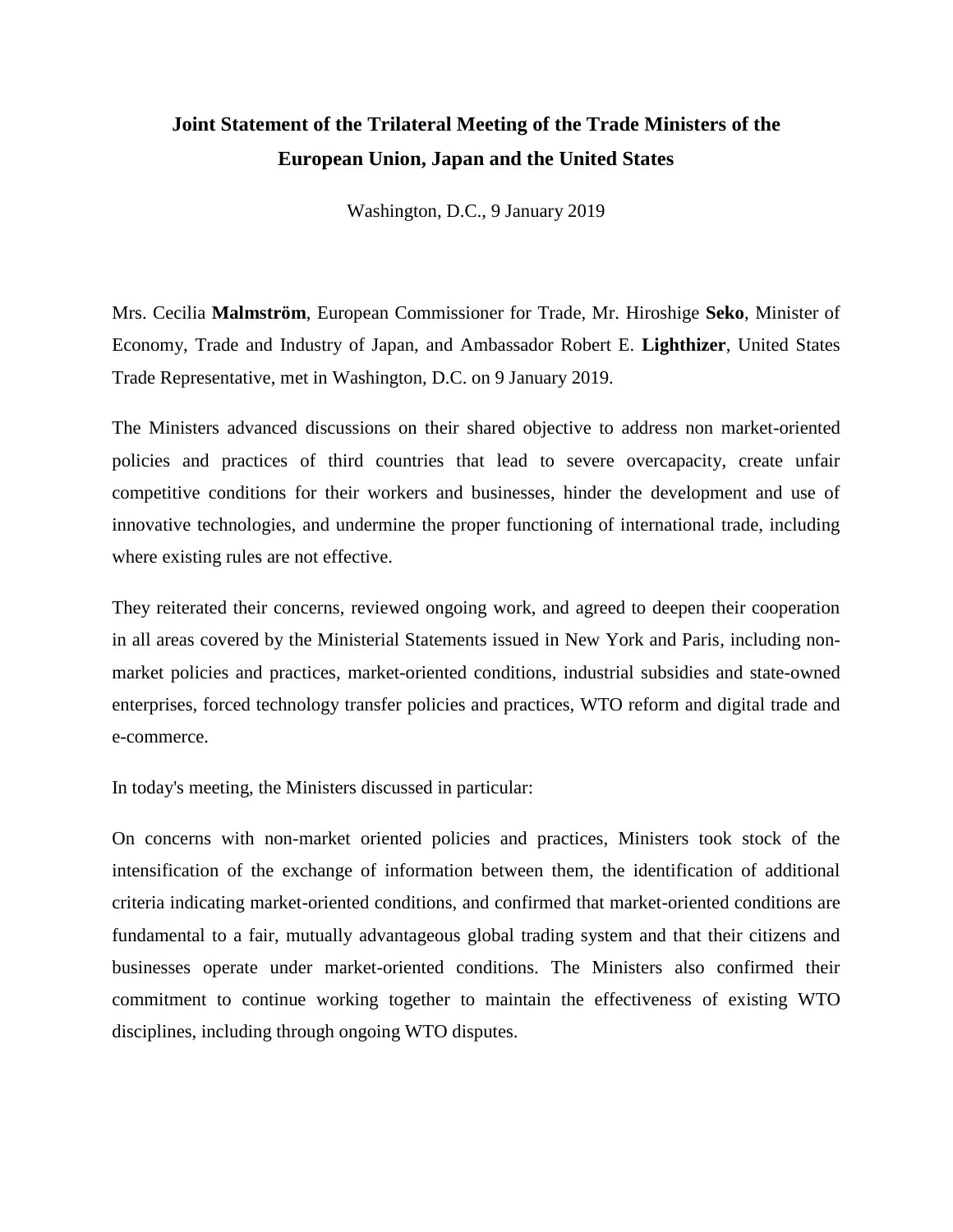# Joint Statement of the Trilateral Meeting of the Trade Ministers of the European Union, Japan and the United States

Washington, D.C., 9 January 2019

Mrs. Cecilia **Malmström**, European Commissioner for Trade, Mr. Hiroshige **Seko**, Minister of Economy, Trade and Industry of Japan, and Ambassador Robert E. **Lighthizer**, United States Trade Representative, met in Washington, D.C. on 9 January 2019.

The Ministers advanced discussions on their shared objective to address non market-oriented policies and practices of third countries that lead to severe overcapacity, create unfair competitive conditions for their workers and businesses, hinder the development and use of innovative technologies, and undermine the proper functioning of international trade, including where existing rules are not effective.

They reiterated their concerns, reviewed ongoing work, and agreed to deepen their cooperation in all areas covered by the Ministerial Statements issued in New York and Paris, including non-market policies and practices, market-oriented conditions, industrial subsidies and state-owned enterprises, forced technology transfer policies and practices, WTO reform and digital trade and e-commerce.

In today's meeting, the Ministers discussed in particular:

On concerns with non-market oriented policies and practices, Ministers took stock of the intensification of the exchange of information between them, the identification of additional criteria indicating market-oriented conditions, and confirmed that market-oriented conditions are fundamental to a fair, mutually advantageous global trading system and that their citizens and businesses operate under market-oriented conditions. The Ministers also confirmed their commitment to continue working together to maintain the effectiveness of existing WTO disciplines, including through ongoing WTO disputes.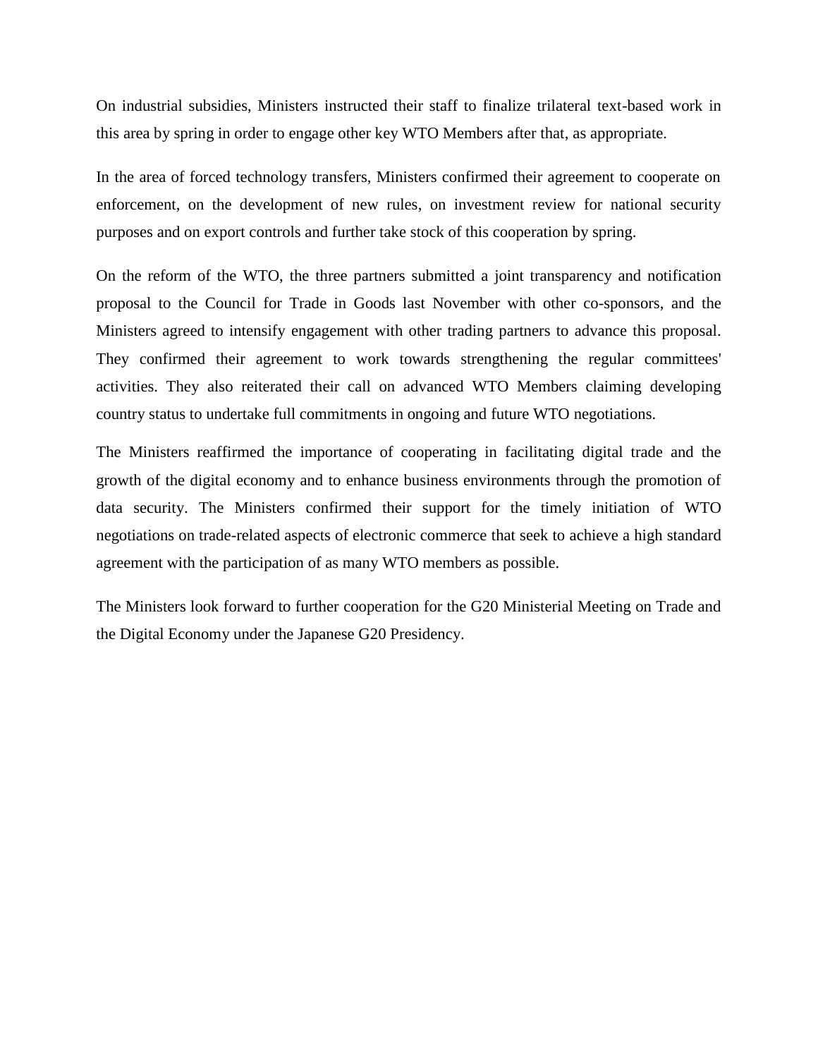On industrial subsidies, Ministers instructed their staff to finalize trilateral text-based work in this area by spring in order to engage other key WTO Members after that, as appropriate.

In the area of forced technology transfers, Ministers confirmed their agreement to cooperate on enforcement, on the development of new rules, on investment review for national security purposes and on export controls and further take stock of this cooperation by spring.

On the reform of the WTO, the three partners submitted a joint transparency and notification proposal to the Council for Trade in Goods last November with other co-sponsors, and the Ministers agreed to intensify engagement with other trading partners to advance this proposal. They confirmed their agreement to work towards strengthening the regular committees' activities. They also reiterated their call on advanced WTO Members claiming developing country status to undertake full commitments in ongoing and future WTO negotiations.

The Ministers reaffirmed the importance of cooperating in facilitating digital trade and the growth of the digital economy and to enhance business environments through the promotion of data security. The Ministers confirmed their support for the timely initiation of WTO negotiations on trade-related aspects of electronic commerce that seek to achieve a high standard agreement with the participation of as many WTO members as possible.

The Ministers look forward to further cooperation for the G20 Ministerial Meeting on Trade and the Digital Economy under the Japanese G20 Presidency.